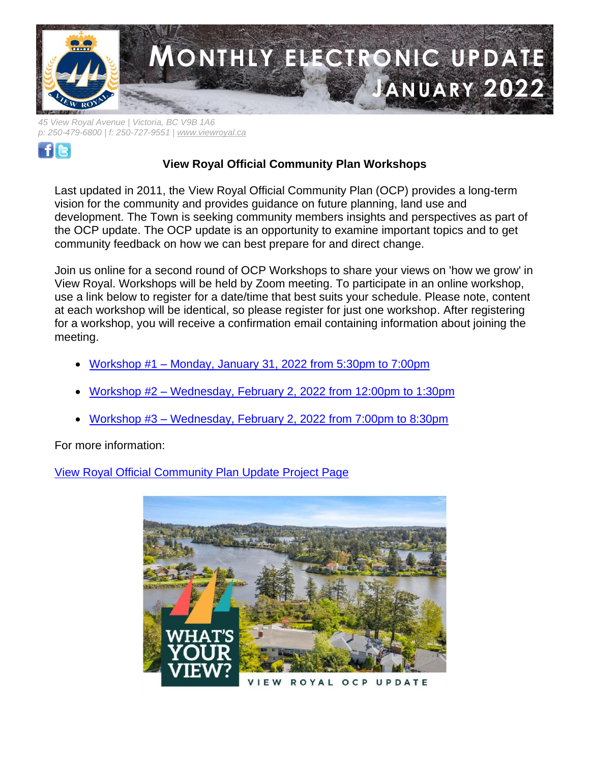# MONTHLY ELECTRONIC UPDATE JANUARY 2022

*45 View Royal Avenue | Victoria, BC V9B 1A6*
*p: 250-479-6800 | f: 250-727-9551 | www.viewroyal.ca*

## View Royal Official Community Plan Workshops

Last updated in 2011, the View Royal Official Community Plan (OCP) provides a long-term vision for the community and provides guidance on future planning, land use and development. The Town is seeking community members insights and perspectives as part of the OCP update. The OCP update is an opportunity to examine important topics and to get community feedback on how we can best prepare for and direct change.

Join us online for a second round of OCP Workshops to share your views on 'how we grow' in View Royal. Workshops will be held by Zoom meeting. To participate in an online workshop, use a link below to register for a date/time that best suits your schedule. Please note, content at each workshop will be identical, so please register for just one workshop. After registering for a workshop, you will receive a confirmation email containing information about joining the meeting.

- Workshop #1 – Monday, January 31, 2022 from 5:30pm to 7:00pm
- Workshop #2 – Wednesday, February 2, 2022 from 12:00pm to 1:30pm
- Workshop #3 – Wednesday, February 2, 2022 from 7:00pm to 8:30pm

For more information:

View Royal Official Community Plan Update Project Page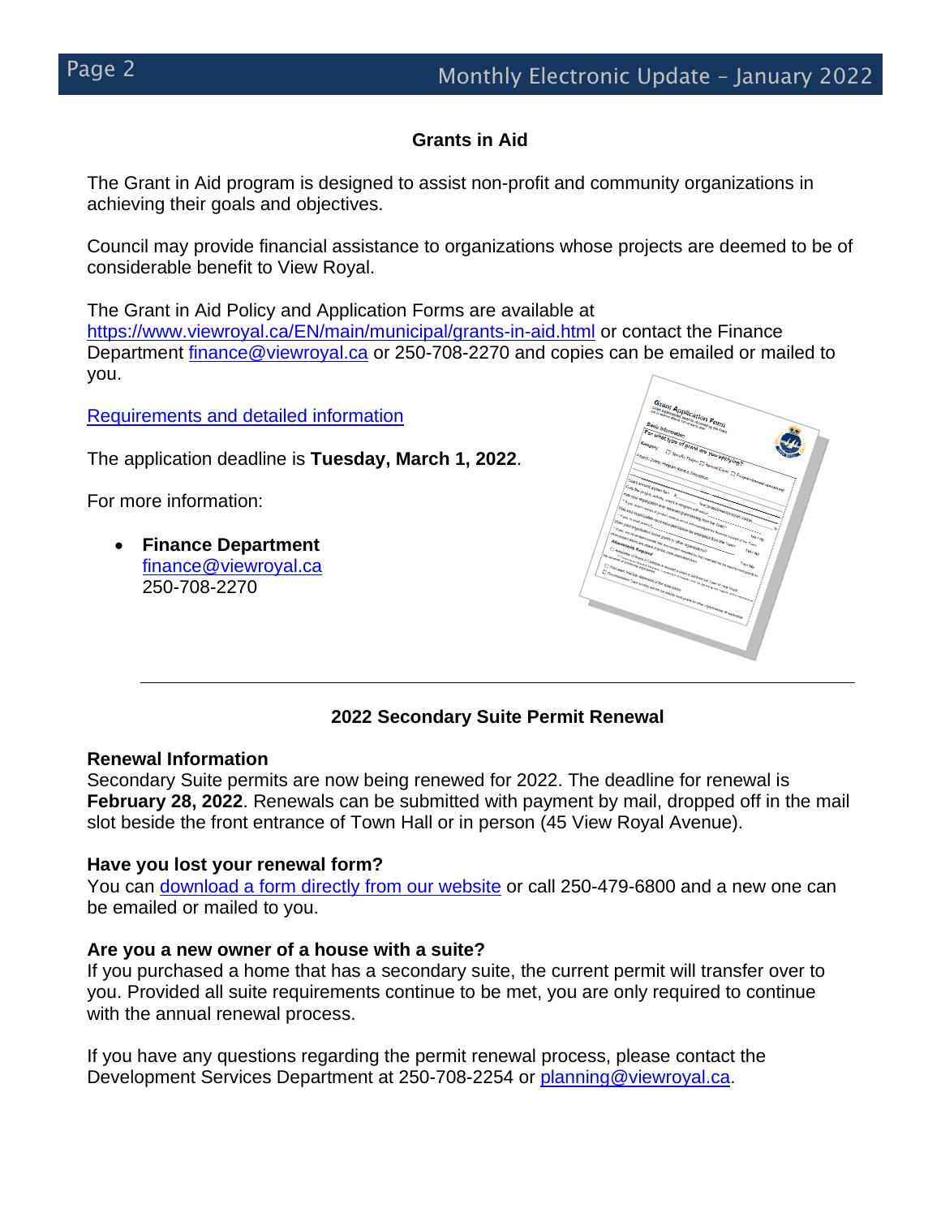## Grants in Aid

The Grant in Aid program is designed to assist non-profit and community organizations in achieving their goals and objectives.

Council may provide financial assistance to organizations whose projects are deemed to be of considerable benefit to View Royal.

The Grant in Aid Policy and Application Forms are available at https://www.viewroyal.ca/EN/main/municipal/grants-in-aid.html or contact the Finance Department finance@viewroyal.ca or 250-708-2270 and copies can be emailed or mailed to you.

Requirements and detailed information

The application deadline is **Tuesday, March 1, 2022**.

For more information:

- **Finance Department**
  finance@viewroyal.ca
  250-708-2270

---

## 2022 Secondary Suite Permit Renewal

**Renewal Information**
Secondary Suite permits are now being renewed for 2022. The deadline for renewal is **February 28, 2022**. Renewals can be submitted with payment by mail, dropped off in the mail slot beside the front entrance of Town Hall or in person (45 View Royal Avenue).

**Have you lost your renewal form?**
You can download a form directly from our website or call 250-479-6800 and a new one can be emailed or mailed to you.

**Are you a new owner of a house with a suite?**
If you purchased a home that has a secondary suite, the current permit will transfer over to you. Provided all suite requirements continue to be met, you are only required to continue with the annual renewal process.

If you have any questions regarding the permit renewal process, please contact the Development Services Department at 250-708-2254 or planning@viewroyal.ca.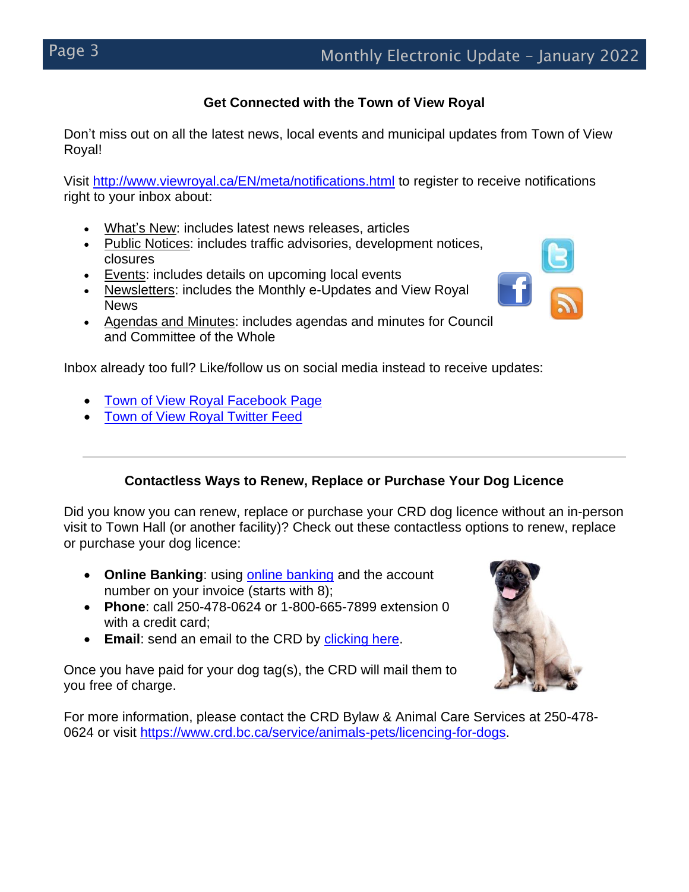## Get Connected with the Town of View Royal

Don't miss out on all the latest news, local events and municipal updates from Town of View Royal!

Visit http://www.viewroyal.ca/EN/meta/notifications.html to register to receive notifications right to your inbox about:

- What's New: includes latest news releases, articles
- Public Notices: includes traffic advisories, development notices, closures
- Events: includes details on upcoming local events
- Newsletters: includes the Monthly e-Updates and View Royal News
- Agendas and Minutes: includes agendas and minutes for Council and Committee of the Whole

Inbox already too full? Like/follow us on social media instead to receive updates:

- Town of View Royal Facebook Page
- Town of View Royal Twitter Feed

---

## Contactless Ways to Renew, Replace or Purchase Your Dog Licence

Did you know you can renew, replace or purchase your CRD dog licence without an in-person visit to Town Hall (or another facility)? Check out these contactless options to renew, replace or purchase your dog licence:

- **Online Banking**: using online banking and the account number on your invoice (starts with 8);
- **Phone**: call 250-478-0624 or 1-800-665-7899 extension 0 with a credit card;
- **Email**: send an email to the CRD by clicking here.

Once you have paid for your dog tag(s), the CRD will mail them to you free of charge.

For more information, please contact the CRD Bylaw & Animal Care Services at 250-478-0624 or visit https://www.crd.bc.ca/service/animals-pets/licencing-for-dogs.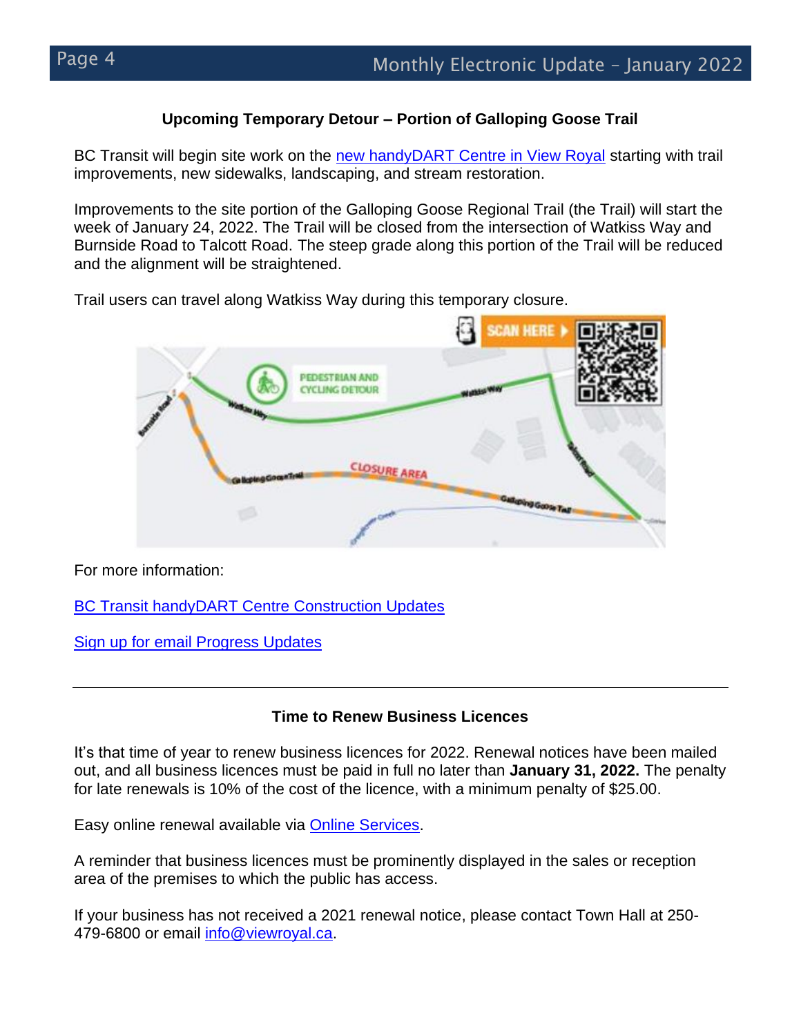## Upcoming Temporary Detour – Portion of Galloping Goose Trail

BC Transit will begin site work on the new handyDART Centre in View Royal starting with trail improvements, new sidewalks, landscaping, and stream restoration.

Improvements to the site portion of the Galloping Goose Regional Trail (the Trail) will start the week of January 24, 2022. The Trail will be closed from the intersection of Watkiss Way and Burnside Road to Talcott Road. The steep grade along this portion of the Trail will be reduced and the alignment will be straightened.

Trail users can travel along Watkiss Way during this temporary closure.

For more information:

BC Transit handyDART Centre Construction Updates

Sign up for email Progress Updates

---

## Time to Renew Business Licences

It's that time of year to renew business licences for 2022. Renewal notices have been mailed out, and all business licences must be paid in full no later than **January 31, 2022.** The penalty for late renewals is 10% of the cost of the licence, with a minimum penalty of $25.00.

Easy online renewal available via Online Services.

A reminder that business licences must be prominently displayed in the sales or reception area of the premises to which the public has access.

If your business has not received a 2021 renewal notice, please contact Town Hall at 250-479-6800 or email info@viewroyal.ca.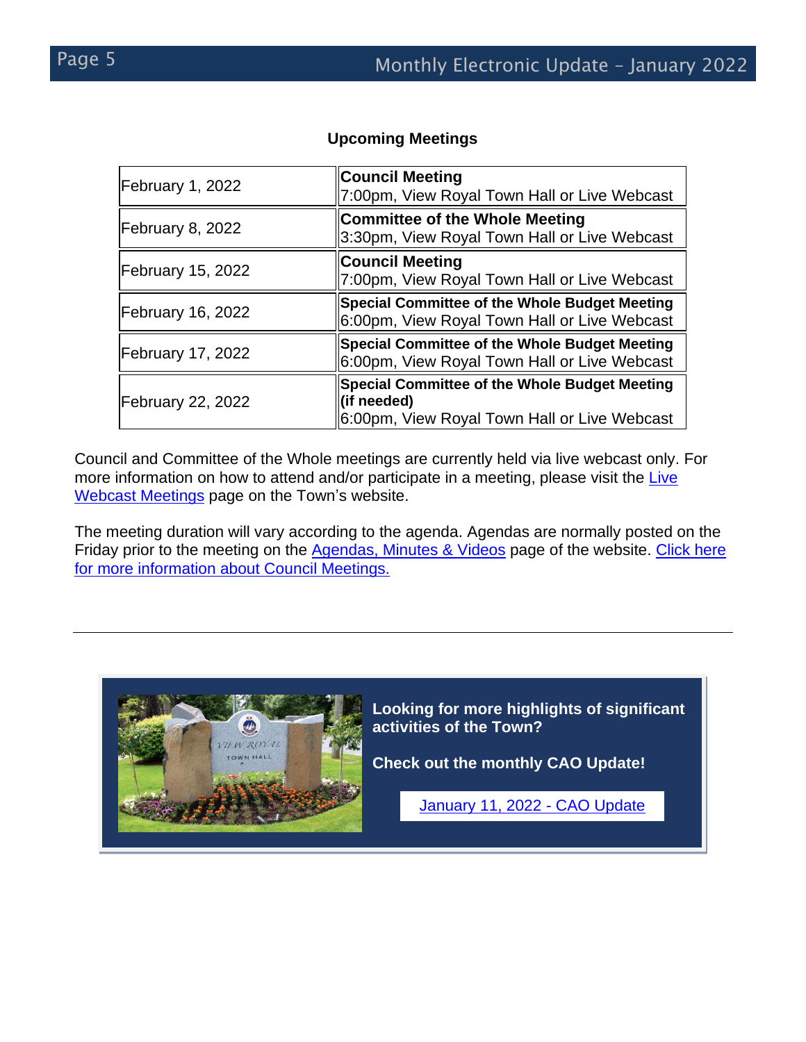## Upcoming Meetings

| | |
|---|---|
| February 1, 2022 | **Council Meeting** 7:00pm, View Royal Town Hall or Live Webcast |
| February 8, 2022 | **Committee of the Whole Meeting** 3:30pm, View Royal Town Hall or Live Webcast |
| February 15, 2022 | **Council Meeting** 7:00pm, View Royal Town Hall or Live Webcast |
| February 16, 2022 | **Special Committee of the Whole Budget Meeting** 6:00pm, View Royal Town Hall or Live Webcast |
| February 17, 2022 | **Special Committee of the Whole Budget Meeting** 6:00pm, View Royal Town Hall or Live Webcast |
| February 22, 2022 | **Special Committee of the Whole Budget Meeting (if needed)** 6:00pm, View Royal Town Hall or Live Webcast |

Council and Committee of the Whole meetings are currently held via live webcast only. For more information on how to attend and/or participate in a meeting, please visit the Live Webcast Meetings page on the Town's website.

The meeting duration will vary according to the agenda. Agendas are normally posted on the Friday prior to the meeting on the Agendas, Minutes & Videos page of the website. Click here for more information about Council Meetings.

---

**Looking for more highlights of significant activities of the Town?**

**Check out the monthly CAO Update!**

January 11, 2022 - CAO Update